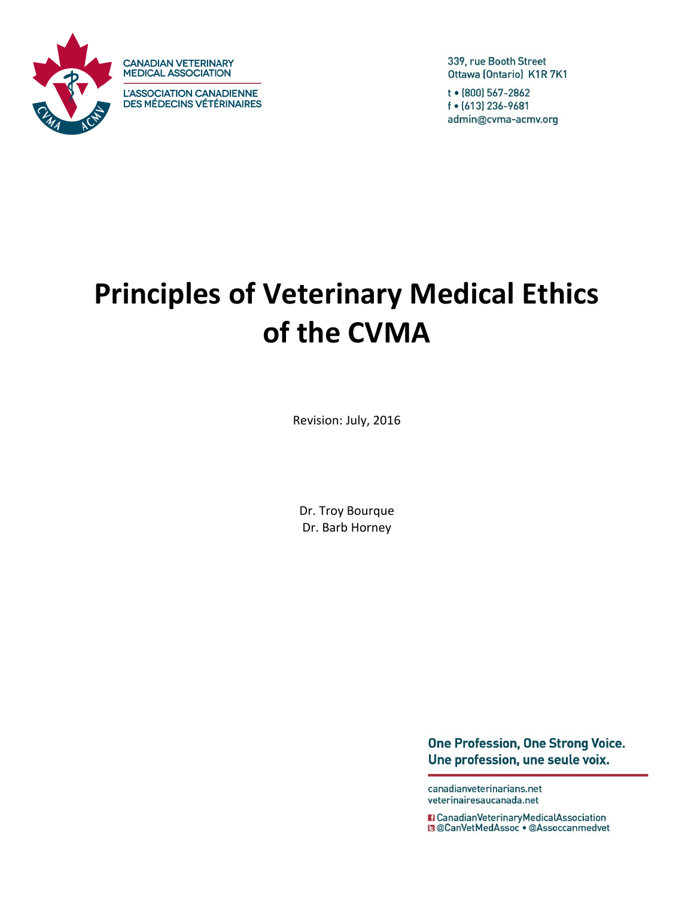CANADIAN VETERINARY MEDICAL ASSOCIATION

L'ASSOCIATION CANADIENNE DES MÉDECINS VÉTÉRINAIRES

339, rue Booth Street
Ottawa (Ontario) K1R 7K1

t • (800) 567-2862
f • (613) 236-9681
admin@cvma-acmv.org

# Principles of Veterinary Medical Ethics of the CVMA

Revision: July, 2016

Dr. Troy Bourque
Dr. Barb Horney

**One Profession, One Strong Voice.**
**Une profession, une seule voix.**

canadianveterinarians.net
veterinairesaucanada.net

CanadianVeterinaryMedicalAssociation
@CanVetMedAssoc • @Assoccanmedvet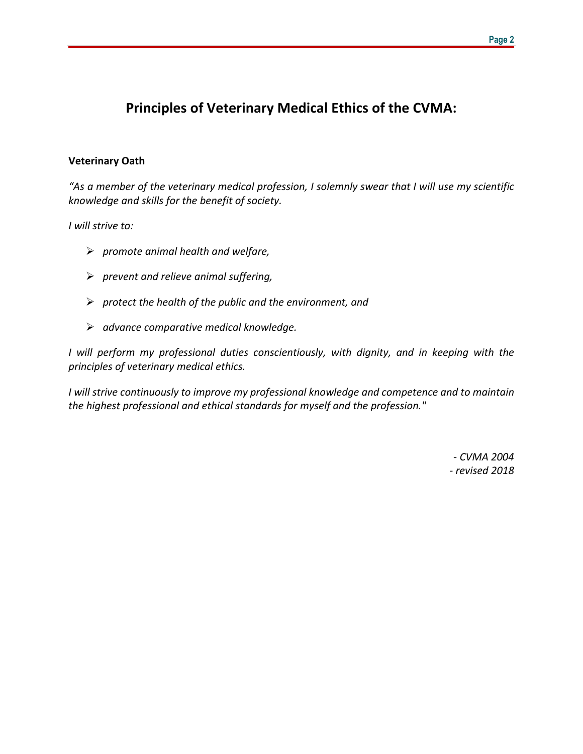## Principles of Veterinary Medical Ethics of the CVMA:

**Veterinary Oath**

*“As a member of the veterinary medical profession, I solemnly swear that I will use my scientific knowledge and skills for the benefit of society.*

*I will strive to:*

- *promote animal health and welfare,*
- *prevent and relieve animal suffering,*
- *protect the health of the public and the environment, and*
- *advance comparative medical knowledge.*

*I will perform my professional duties conscientiously, with dignity, and in keeping with the principles of veterinary medical ethics.*

*I will strive continuously to improve my professional knowledge and competence and to maintain the highest professional and ethical standards for myself and the profession."*

*- CVMA 2004*
*- revised 2018*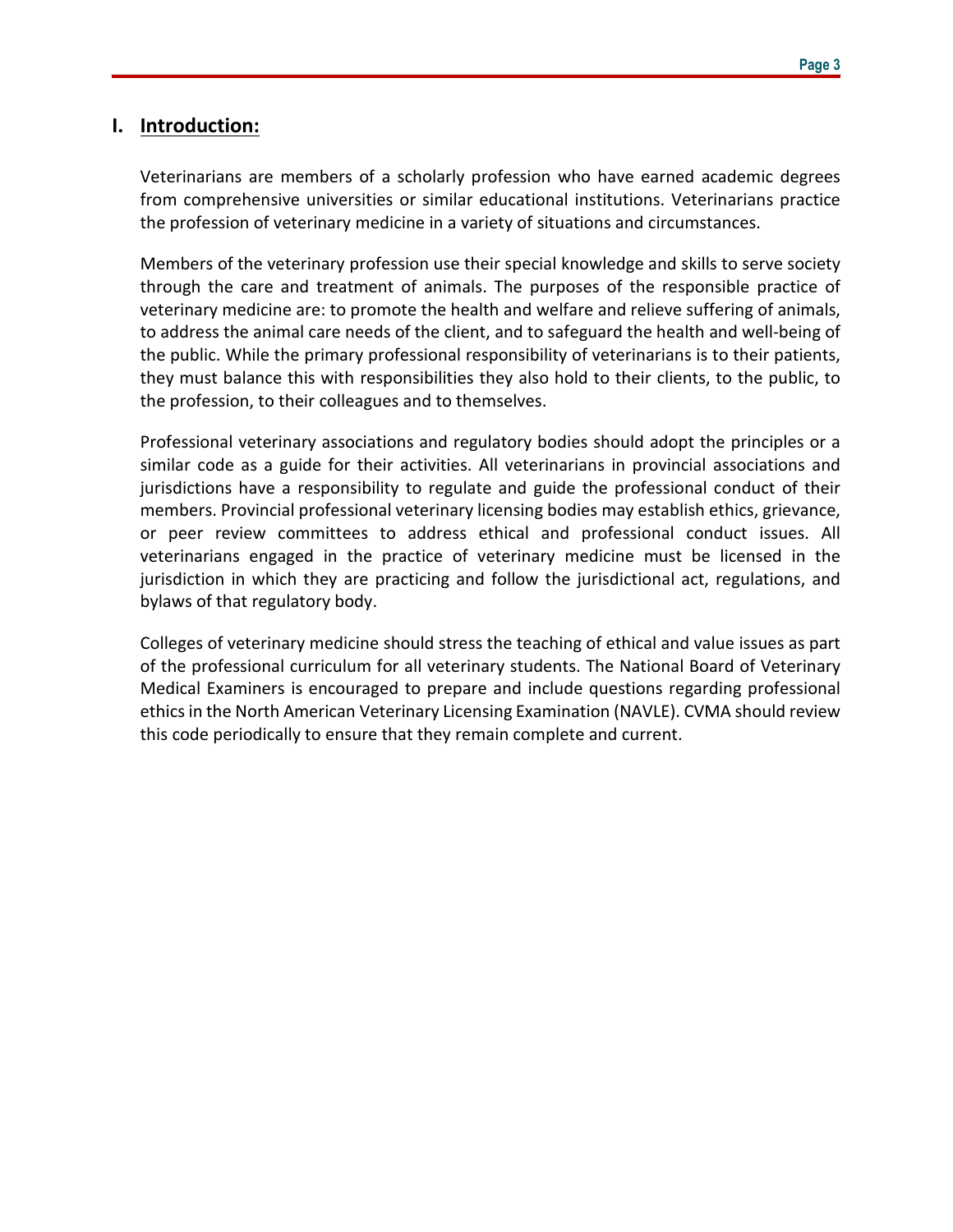## I. Introduction:

Veterinarians are members of a scholarly profession who have earned academic degrees from comprehensive universities or similar educational institutions. Veterinarians practice the profession of veterinary medicine in a variety of situations and circumstances.

Members of the veterinary profession use their special knowledge and skills to serve society through the care and treatment of animals. The purposes of the responsible practice of veterinary medicine are: to promote the health and welfare and relieve suffering of animals, to address the animal care needs of the client, and to safeguard the health and well-being of the public. While the primary professional responsibility of veterinarians is to their patients, they must balance this with responsibilities they also hold to their clients, to the public, to the profession, to their colleagues and to themselves.

Professional veterinary associations and regulatory bodies should adopt the principles or a similar code as a guide for their activities. All veterinarians in provincial associations and jurisdictions have a responsibility to regulate and guide the professional conduct of their members. Provincial professional veterinary licensing bodies may establish ethics, grievance, or peer review committees to address ethical and professional conduct issues. All veterinarians engaged in the practice of veterinary medicine must be licensed in the jurisdiction in which they are practicing and follow the jurisdictional act, regulations, and bylaws of that regulatory body.

Colleges of veterinary medicine should stress the teaching of ethical and value issues as part of the professional curriculum for all veterinary students. The National Board of Veterinary Medical Examiners is encouraged to prepare and include questions regarding professional ethics in the North American Veterinary Licensing Examination (NAVLE). CVMA should review this code periodically to ensure that they remain complete and current.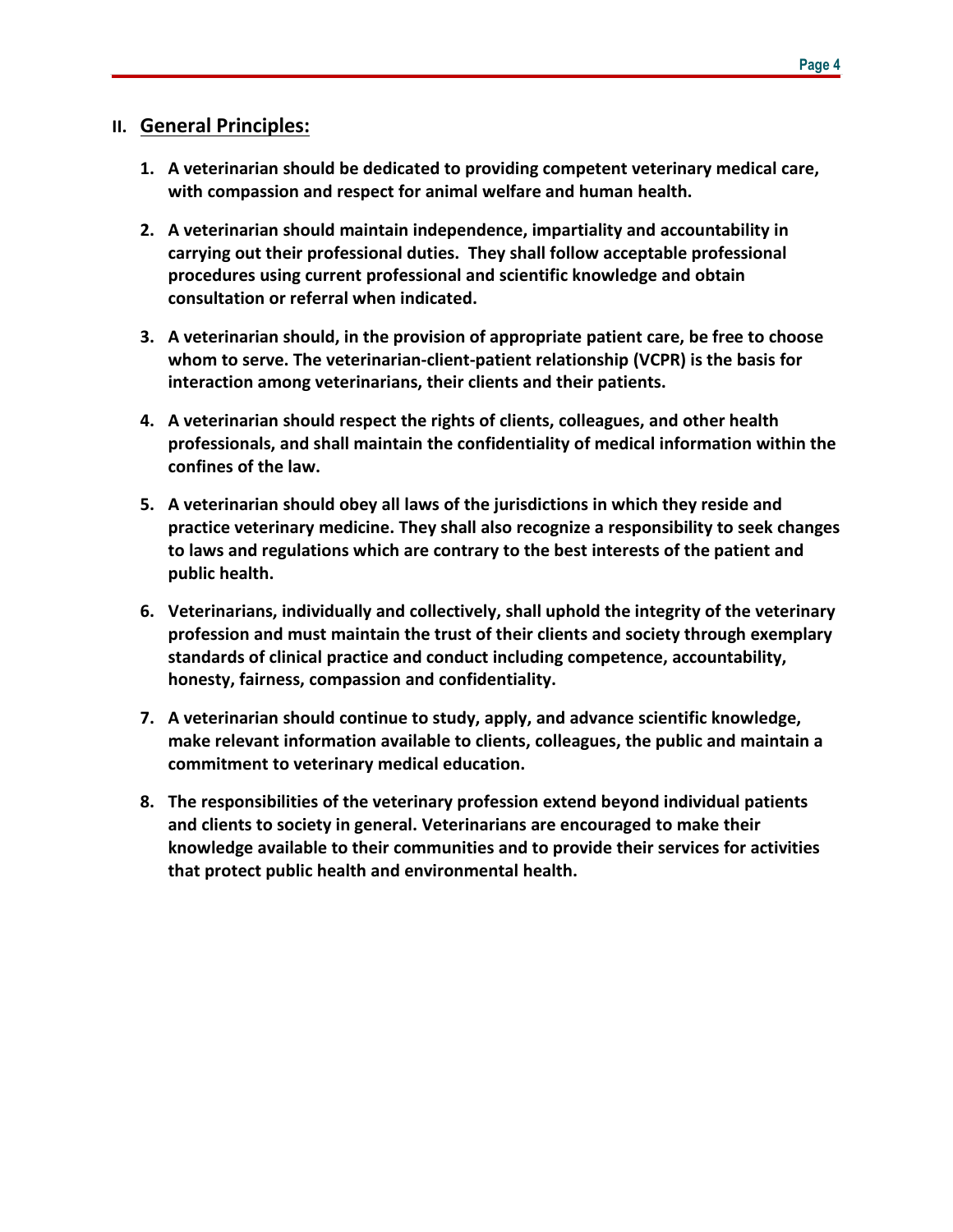## II. General Principles:

1. **A veterinarian should be dedicated to providing competent veterinary medical care, with compassion and respect for animal welfare and human health.**

2. **A veterinarian should maintain independence, impartiality and accountability in carrying out their professional duties. They shall follow acceptable professional procedures using current professional and scientific knowledge and obtain consultation or referral when indicated.**

3. **A veterinarian should, in the provision of appropriate patient care, be free to choose whom to serve. The veterinarian-client-patient relationship (VCPR) is the basis for interaction among veterinarians, their clients and their patients.**

4. **A veterinarian should respect the rights of clients, colleagues, and other health professionals, and shall maintain the confidentiality of medical information within the confines of the law.**

5. **A veterinarian should obey all laws of the jurisdictions in which they reside and practice veterinary medicine. They shall also recognize a responsibility to seek changes to laws and regulations which are contrary to the best interests of the patient and public health.**

6. **Veterinarians, individually and collectively, shall uphold the integrity of the veterinary profession and must maintain the trust of their clients and society through exemplary standards of clinical practice and conduct including competence, accountability, honesty, fairness, compassion and confidentiality.**

7. **A veterinarian should continue to study, apply, and advance scientific knowledge, make relevant information available to clients, colleagues, the public and maintain a commitment to veterinary medical education.**

8. **The responsibilities of the veterinary profession extend beyond individual patients and clients to society in general. Veterinarians are encouraged to make their knowledge available to their communities and to provide their services for activities that protect public health and environmental health.**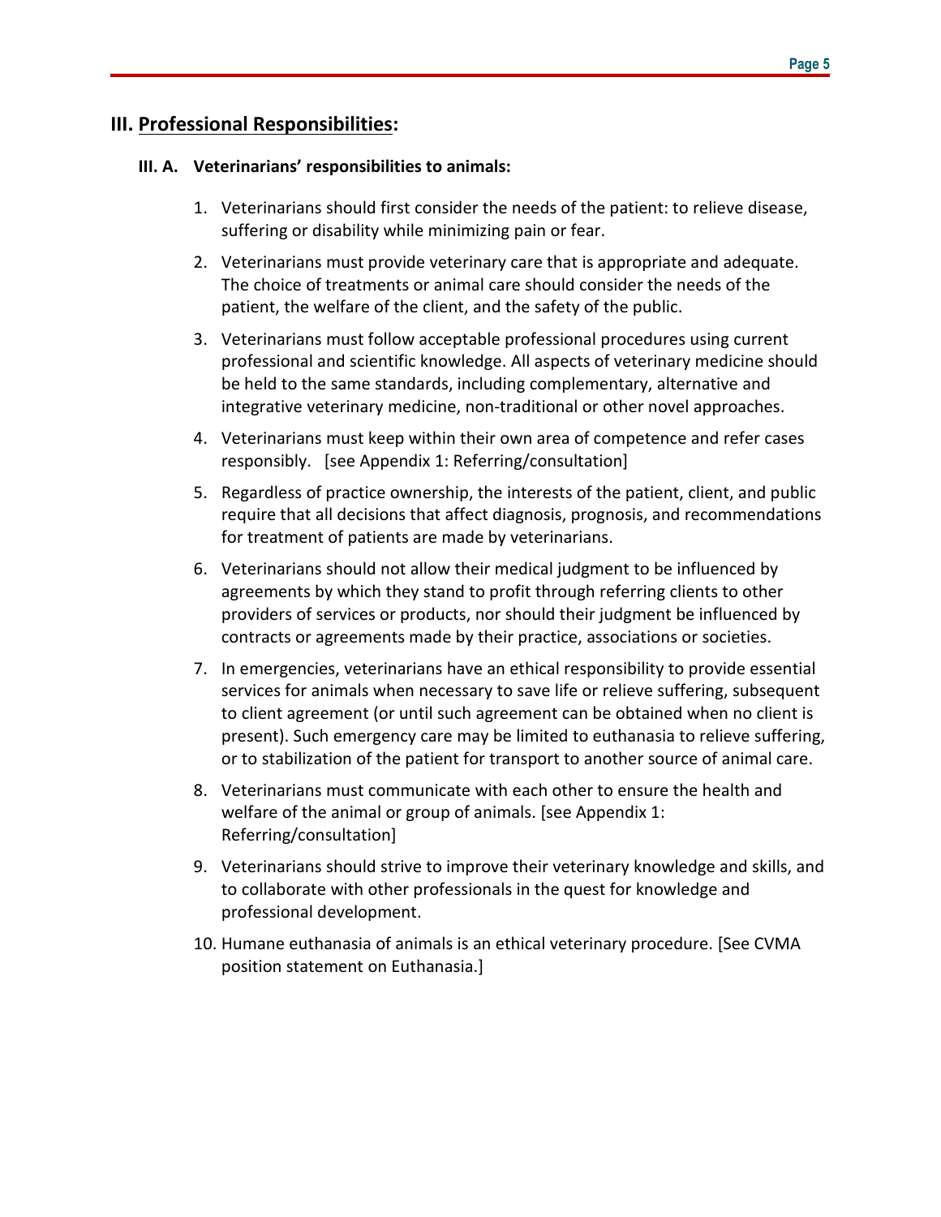## III. Professional Responsibilities:

### III. A. Veterinarians' responsibilities to animals:

1. Veterinarians should first consider the needs of the patient: to relieve disease, suffering or disability while minimizing pain or fear.
2. Veterinarians must provide veterinary care that is appropriate and adequate. The choice of treatments or animal care should consider the needs of the patient, the welfare of the client, and the safety of the public.
3. Veterinarians must follow acceptable professional procedures using current professional and scientific knowledge. All aspects of veterinary medicine should be held to the same standards, including complementary, alternative and integrative veterinary medicine, non-traditional or other novel approaches.
4. Veterinarians must keep within their own area of competence and refer cases responsibly. [see Appendix 1: Referring/consultation]
5. Regardless of practice ownership, the interests of the patient, client, and public require that all decisions that affect diagnosis, prognosis, and recommendations for treatment of patients are made by veterinarians.
6. Veterinarians should not allow their medical judgment to be influenced by agreements by which they stand to profit through referring clients to other providers of services or products, nor should their judgment be influenced by contracts or agreements made by their practice, associations or societies.
7. In emergencies, veterinarians have an ethical responsibility to provide essential services for animals when necessary to save life or relieve suffering, subsequent to client agreement (or until such agreement can be obtained when no client is present). Such emergency care may be limited to euthanasia to relieve suffering, or to stabilization of the patient for transport to another source of animal care.
8. Veterinarians must communicate with each other to ensure the health and welfare of the animal or group of animals. [see Appendix 1: Referring/consultation]
9. Veterinarians should strive to improve their veterinary knowledge and skills, and to collaborate with other professionals in the quest for knowledge and professional development.
10. Humane euthanasia of animals is an ethical veterinary procedure. [See CVMA position statement on Euthanasia.]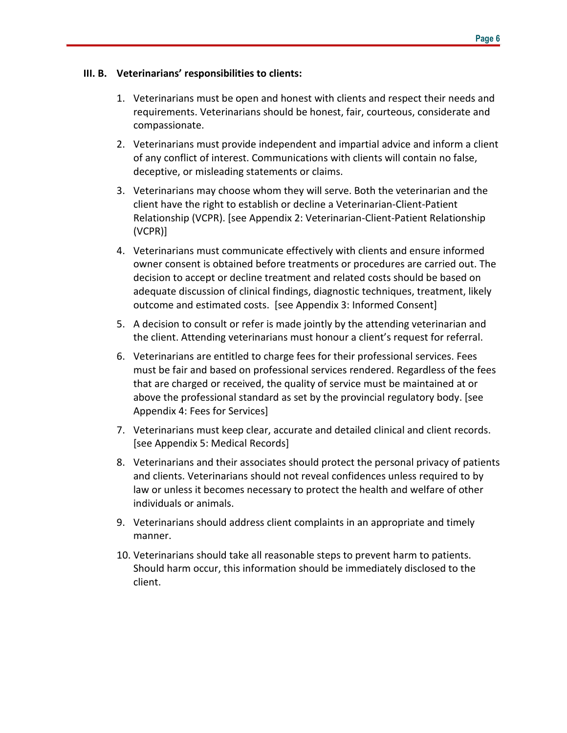### III. B. Veterinarians' responsibilities to clients:

1. Veterinarians must be open and honest with clients and respect their needs and requirements. Veterinarians should be honest, fair, courteous, considerate and compassionate.
2. Veterinarians must provide independent and impartial advice and inform a client of any conflict of interest. Communications with clients will contain no false, deceptive, or misleading statements or claims.
3. Veterinarians may choose whom they will serve. Both the veterinarian and the client have the right to establish or decline a Veterinarian-Client-Patient Relationship (VCPR). [see Appendix 2: Veterinarian-Client-Patient Relationship (VCPR)]
4. Veterinarians must communicate effectively with clients and ensure informed owner consent is obtained before treatments or procedures are carried out. The decision to accept or decline treatment and related costs should be based on adequate discussion of clinical findings, diagnostic techniques, treatment, likely outcome and estimated costs. [see Appendix 3: Informed Consent]
5. A decision to consult or refer is made jointly by the attending veterinarian and the client. Attending veterinarians must honour a client's request for referral.
6. Veterinarians are entitled to charge fees for their professional services. Fees must be fair and based on professional services rendered. Regardless of the fees that are charged or received, the quality of service must be maintained at or above the professional standard as set by the provincial regulatory body. [see Appendix 4: Fees for Services]
7. Veterinarians must keep clear, accurate and detailed clinical and client records. [see Appendix 5: Medical Records]
8. Veterinarians and their associates should protect the personal privacy of patients and clients. Veterinarians should not reveal confidences unless required to by law or unless it becomes necessary to protect the health and welfare of other individuals or animals.
9. Veterinarians should address client complaints in an appropriate and timely manner.
10. Veterinarians should take all reasonable steps to prevent harm to patients. Should harm occur, this information should be immediately disclosed to the client.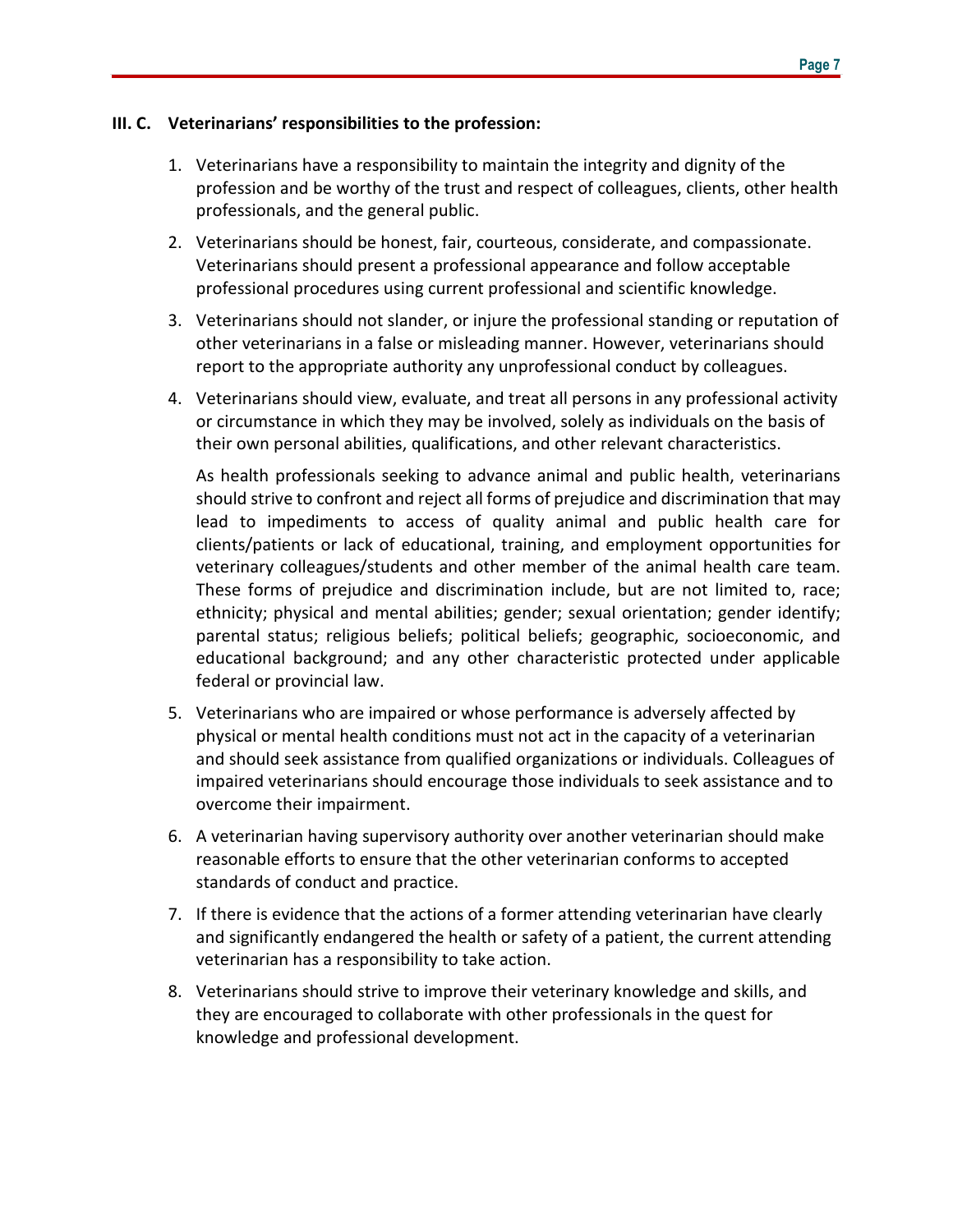### III. C. Veterinarians' responsibilities to the profession:

1. Veterinarians have a responsibility to maintain the integrity and dignity of the profession and be worthy of the trust and respect of colleagues, clients, other health professionals, and the general public.
2. Veterinarians should be honest, fair, courteous, considerate, and compassionate. Veterinarians should present a professional appearance and follow acceptable professional procedures using current professional and scientific knowledge.
3. Veterinarians should not slander, or injure the professional standing or reputation of other veterinarians in a false or misleading manner. However, veterinarians should report to the appropriate authority any unprofessional conduct by colleagues.
4. Veterinarians should view, evaluate, and treat all persons in any professional activity or circumstance in which they may be involved, solely as individuals on the basis of their own personal abilities, qualifications, and other relevant characteristics.

   As health professionals seeking to advance animal and public health, veterinarians should strive to confront and reject all forms of prejudice and discrimination that may lead to impediments to access of quality animal and public health care for clients/patients or lack of educational, training, and employment opportunities for veterinary colleagues/students and other member of the animal health care team. These forms of prejudice and discrimination include, but are not limited to, race; ethnicity; physical and mental abilities; gender; sexual orientation; gender identify; parental status; religious beliefs; political beliefs; geographic, socioeconomic, and educational background; and any other characteristic protected under applicable federal or provincial law.
5. Veterinarians who are impaired or whose performance is adversely affected by physical or mental health conditions must not act in the capacity of a veterinarian and should seek assistance from qualified organizations or individuals. Colleagues of impaired veterinarians should encourage those individuals to seek assistance and to overcome their impairment.
6. A veterinarian having supervisory authority over another veterinarian should make reasonable efforts to ensure that the other veterinarian conforms to accepted standards of conduct and practice.
7. If there is evidence that the actions of a former attending veterinarian have clearly and significantly endangered the health or safety of a patient, the current attending veterinarian has a responsibility to take action.
8. Veterinarians should strive to improve their veterinary knowledge and skills, and they are encouraged to collaborate with other professionals in the quest for knowledge and professional development.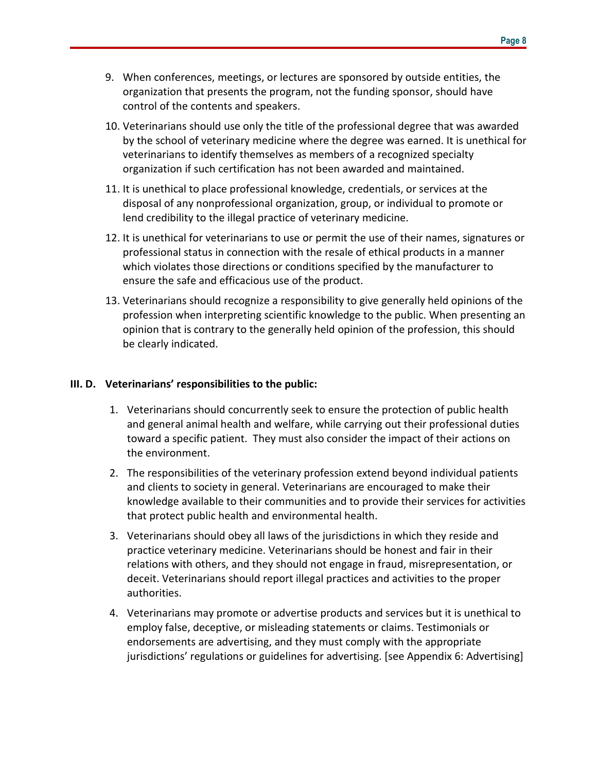9. When conferences, meetings, or lectures are sponsored by outside entities, the organization that presents the program, not the funding sponsor, should have control of the contents and speakers.
10. Veterinarians should use only the title of the professional degree that was awarded by the school of veterinary medicine where the degree was earned. It is unethical for veterinarians to identify themselves as members of a recognized specialty organization if such certification has not been awarded and maintained.
11. It is unethical to place professional knowledge, credentials, or services at the disposal of any nonprofessional organization, group, or individual to promote or lend credibility to the illegal practice of veterinary medicine.
12. It is unethical for veterinarians to use or permit the use of their names, signatures or professional status in connection with the resale of ethical products in a manner which violates those directions or conditions specified by the manufacturer to ensure the safe and efficacious use of the product.
13. Veterinarians should recognize a responsibility to give generally held opinions of the profession when interpreting scientific knowledge to the public. When presenting an opinion that is contrary to the generally held opinion of the profession, this should be clearly indicated.

**III. D. Veterinarians' responsibilities to the public:**

1. Veterinarians should concurrently seek to ensure the protection of public health and general animal health and welfare, while carrying out their professional duties toward a specific patient. They must also consider the impact of their actions on the environment.
2. The responsibilities of the veterinary profession extend beyond individual patients and clients to society in general. Veterinarians are encouraged to make their knowledge available to their communities and to provide their services for activities that protect public health and environmental health.
3. Veterinarians should obey all laws of the jurisdictions in which they reside and practice veterinary medicine. Veterinarians should be honest and fair in their relations with others, and they should not engage in fraud, misrepresentation, or deceit. Veterinarians should report illegal practices and activities to the proper authorities.
4. Veterinarians may promote or advertise products and services but it is unethical to employ false, deceptive, or misleading statements or claims. Testimonials or endorsements are advertising, and they must comply with the appropriate jurisdictions' regulations or guidelines for advertising. [see Appendix 6: Advertising]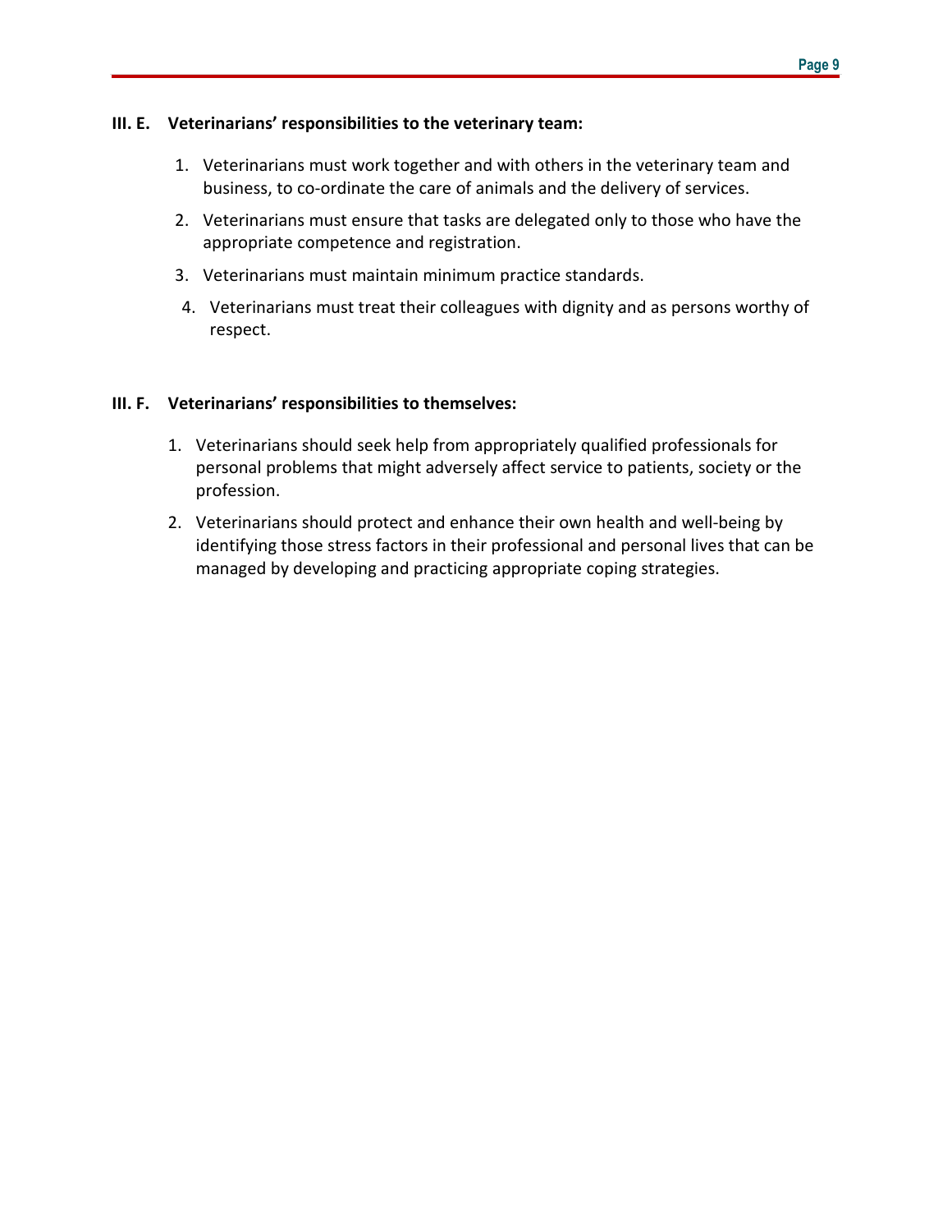**III. E. Veterinarians' responsibilities to the veterinary team:**

1. Veterinarians must work together and with others in the veterinary team and business, to co-ordinate the care of animals and the delivery of services.
2. Veterinarians must ensure that tasks are delegated only to those who have the appropriate competence and registration.
3. Veterinarians must maintain minimum practice standards.
4. Veterinarians must treat their colleagues with dignity and as persons worthy of respect.

**III. F. Veterinarians' responsibilities to themselves:**

1. Veterinarians should seek help from appropriately qualified professionals for personal problems that might adversely affect service to patients, society or the profession.
2. Veterinarians should protect and enhance their own health and well-being by identifying those stress factors in their professional and personal lives that can be managed by developing and practicing appropriate coping strategies.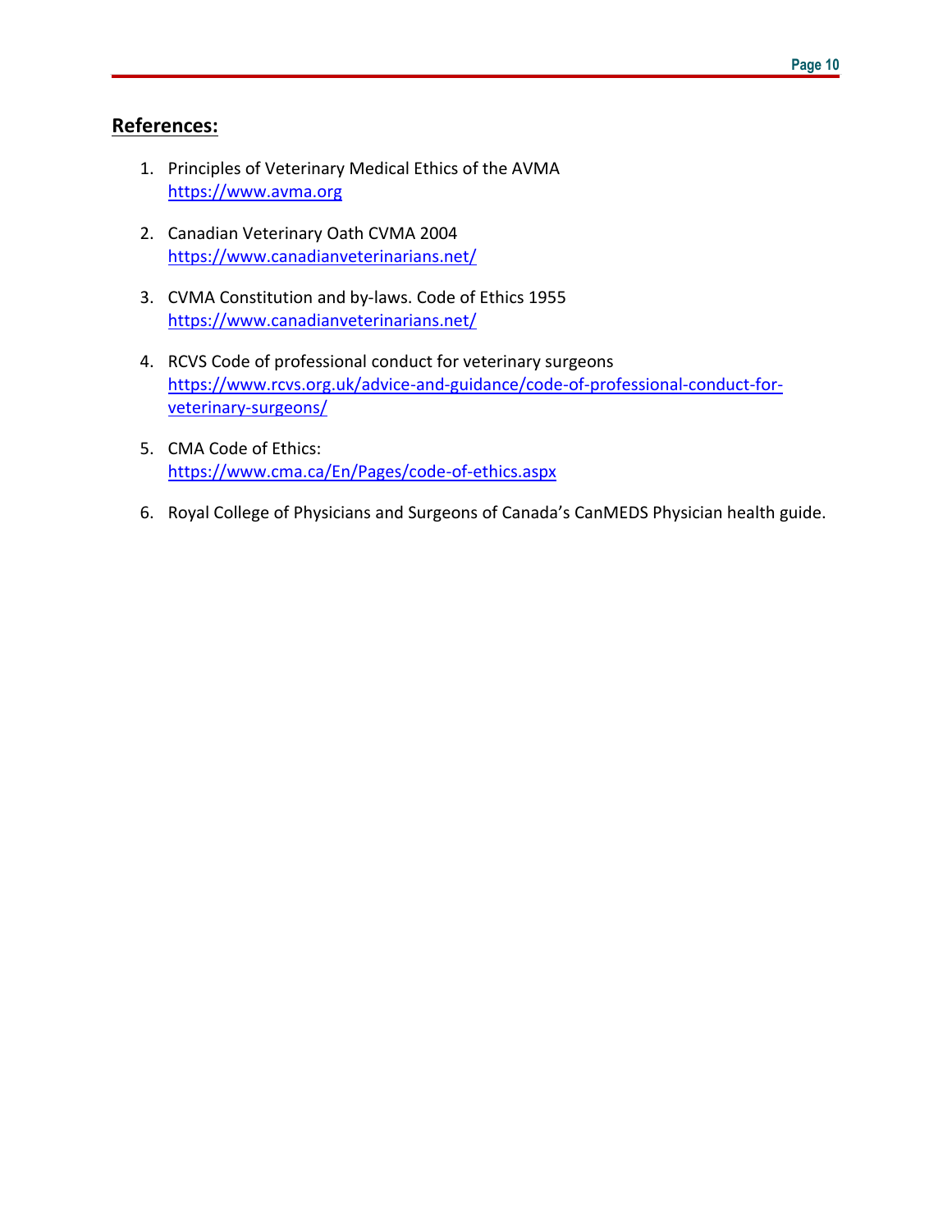## References:

1. Principles of Veterinary Medical Ethics of the AVMA
   https://www.avma.org

2. Canadian Veterinary Oath CVMA 2004
   https://www.canadianveterinarians.net/

3. CVMA Constitution and by-laws. Code of Ethics 1955
   https://www.canadianveterinarians.net/

4. RCVS Code of professional conduct for veterinary surgeons
   https://www.rcvs.org.uk/advice-and-guidance/code-of-professional-conduct-for-veterinary-surgeons/

5. CMA Code of Ethics:
   https://www.cma.ca/En/Pages/code-of-ethics.aspx

6. Royal College of Physicians and Surgeons of Canada's CanMEDS Physician health guide.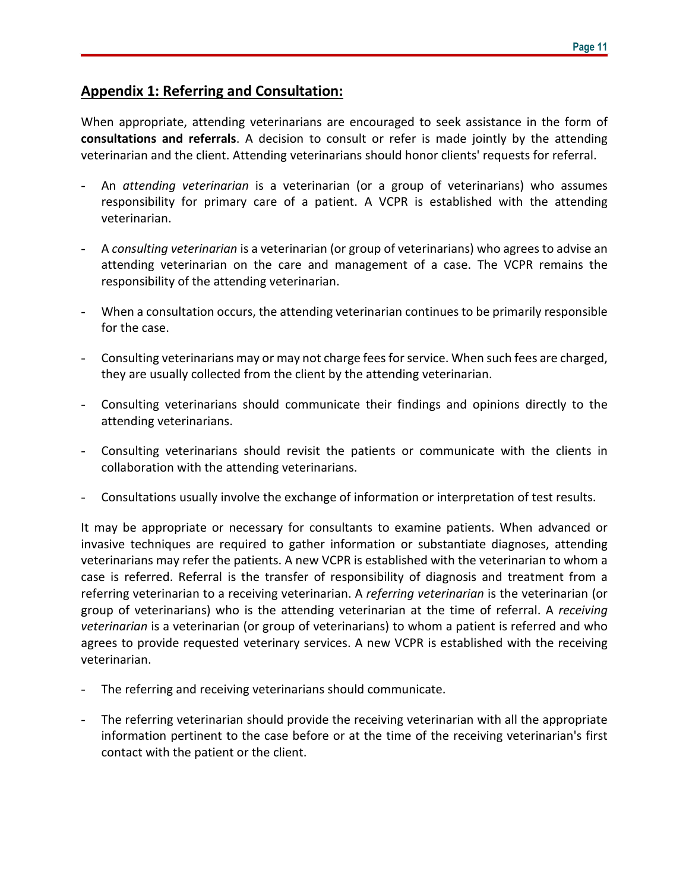## Appendix 1: Referring and Consultation:

When appropriate, attending veterinarians are encouraged to seek assistance in the form of **consultations and referrals**. A decision to consult or refer is made jointly by the attending veterinarian and the client. Attending veterinarians should honor clients' requests for referral.

- An *attending veterinarian* is a veterinarian (or a group of veterinarians) who assumes responsibility for primary care of a patient. A VCPR is established with the attending veterinarian.
- A *consulting veterinarian* is a veterinarian (or group of veterinarians) who agrees to advise an attending veterinarian on the care and management of a case. The VCPR remains the responsibility of the attending veterinarian.
- When a consultation occurs, the attending veterinarian continues to be primarily responsible for the case.
- Consulting veterinarians may or may not charge fees for service. When such fees are charged, they are usually collected from the client by the attending veterinarian.
- Consulting veterinarians should communicate their findings and opinions directly to the attending veterinarians.
- Consulting veterinarians should revisit the patients or communicate with the clients in collaboration with the attending veterinarians.
- Consultations usually involve the exchange of information or interpretation of test results.

It may be appropriate or necessary for consultants to examine patients. When advanced or invasive techniques are required to gather information or substantiate diagnoses, attending veterinarians may refer the patients. A new VCPR is established with the veterinarian to whom a case is referred. Referral is the transfer of responsibility of diagnosis and treatment from a referring veterinarian to a receiving veterinarian. A *referring veterinarian* is the veterinarian (or group of veterinarians) who is the attending veterinarian at the time of referral. A *receiving veterinarian* is a veterinarian (or group of veterinarians) to whom a patient is referred and who agrees to provide requested veterinary services. A new VCPR is established with the receiving veterinarian.

- The referring and receiving veterinarians should communicate.
- The referring veterinarian should provide the receiving veterinarian with all the appropriate information pertinent to the case before or at the time of the receiving veterinarian's first contact with the patient or the client.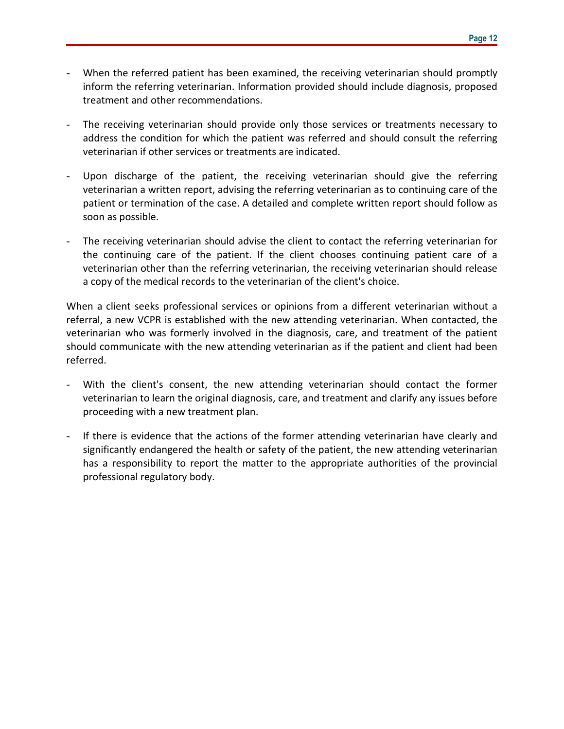- When the referred patient has been examined, the receiving veterinarian should promptly inform the referring veterinarian. Information provided should include diagnosis, proposed treatment and other recommendations.

- The receiving veterinarian should provide only those services or treatments necessary to address the condition for which the patient was referred and should consult the referring veterinarian if other services or treatments are indicated.

- Upon discharge of the patient, the receiving veterinarian should give the referring veterinarian a written report, advising the referring veterinarian as to continuing care of the patient or termination of the case. A detailed and complete written report should follow as soon as possible.

- The receiving veterinarian should advise the client to contact the referring veterinarian for the continuing care of the patient. If the client chooses continuing patient care of a veterinarian other than the referring veterinarian, the receiving veterinarian should release a copy of the medical records to the veterinarian of the client's choice.

When a client seeks professional services or opinions from a different veterinarian without a referral, a new VCPR is established with the new attending veterinarian. When contacted, the veterinarian who was formerly involved in the diagnosis, care, and treatment of the patient should communicate with the new attending veterinarian as if the patient and client had been referred.

- With the client's consent, the new attending veterinarian should contact the former veterinarian to learn the original diagnosis, care, and treatment and clarify any issues before proceeding with a new treatment plan.

- If there is evidence that the actions of the former attending veterinarian have clearly and significantly endangered the health or safety of the patient, the new attending veterinarian has a responsibility to report the matter to the appropriate authorities of the provincial professional regulatory body.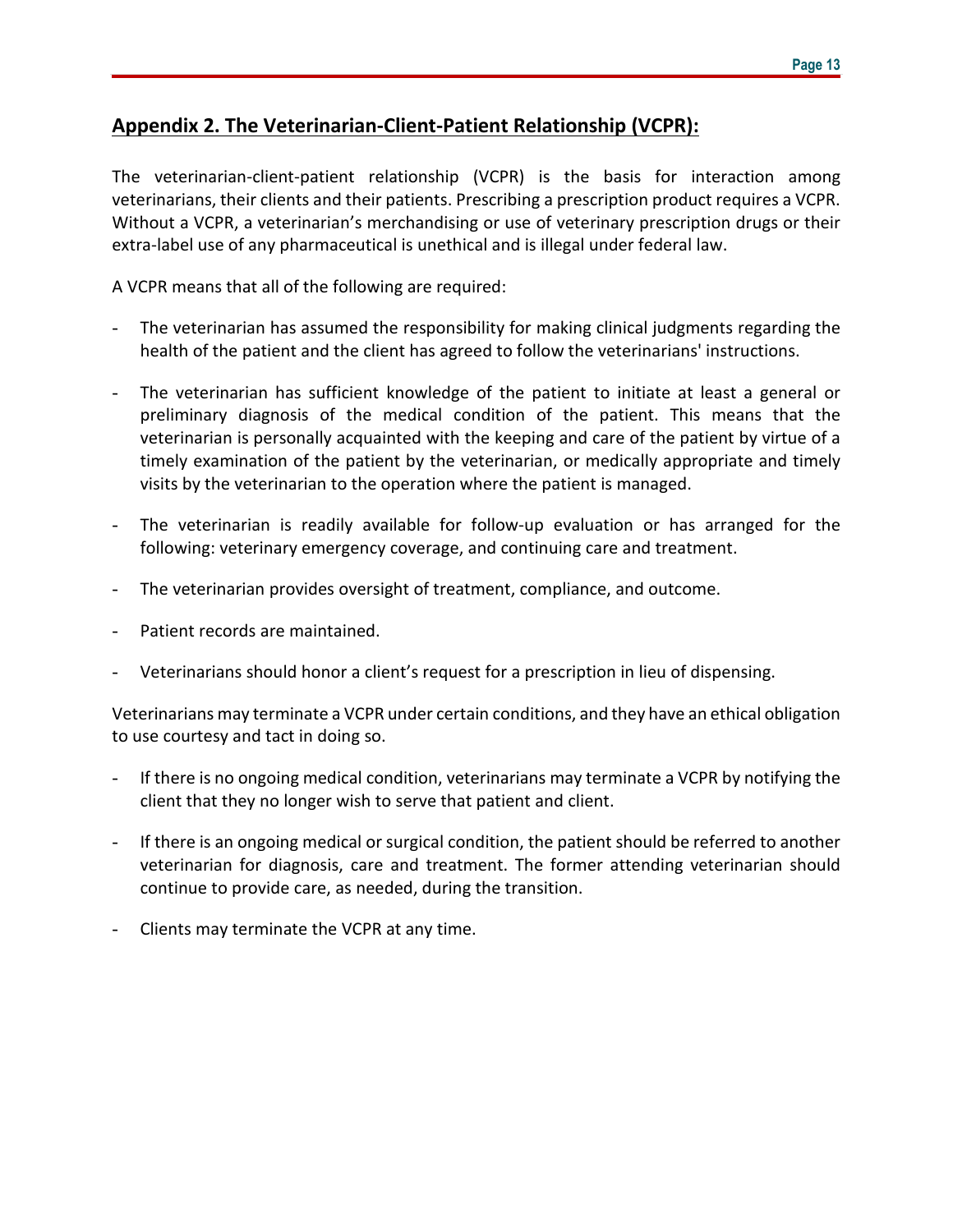## Appendix 2. The Veterinarian-Client-Patient Relationship (VCPR):

The veterinarian-client-patient relationship (VCPR) is the basis for interaction among veterinarians, their clients and their patients. Prescribing a prescription product requires a VCPR. Without a VCPR, a veterinarian's merchandising or use of veterinary prescription drugs or their extra-label use of any pharmaceutical is unethical and is illegal under federal law.

A VCPR means that all of the following are required:

- The veterinarian has assumed the responsibility for making clinical judgments regarding the health of the patient and the client has agreed to follow the veterinarians' instructions.
- The veterinarian has sufficient knowledge of the patient to initiate at least a general or preliminary diagnosis of the medical condition of the patient. This means that the veterinarian is personally acquainted with the keeping and care of the patient by virtue of a timely examination of the patient by the veterinarian, or medically appropriate and timely visits by the veterinarian to the operation where the patient is managed.
- The veterinarian is readily available for follow-up evaluation or has arranged for the following: veterinary emergency coverage, and continuing care and treatment.
- The veterinarian provides oversight of treatment, compliance, and outcome.
- Patient records are maintained.
- Veterinarians should honor a client's request for a prescription in lieu of dispensing.

Veterinarians may terminate a VCPR under certain conditions, and they have an ethical obligation to use courtesy and tact in doing so.

- If there is no ongoing medical condition, veterinarians may terminate a VCPR by notifying the client that they no longer wish to serve that patient and client.
- If there is an ongoing medical or surgical condition, the patient should be referred to another veterinarian for diagnosis, care and treatment. The former attending veterinarian should continue to provide care, as needed, during the transition.
- Clients may terminate the VCPR at any time.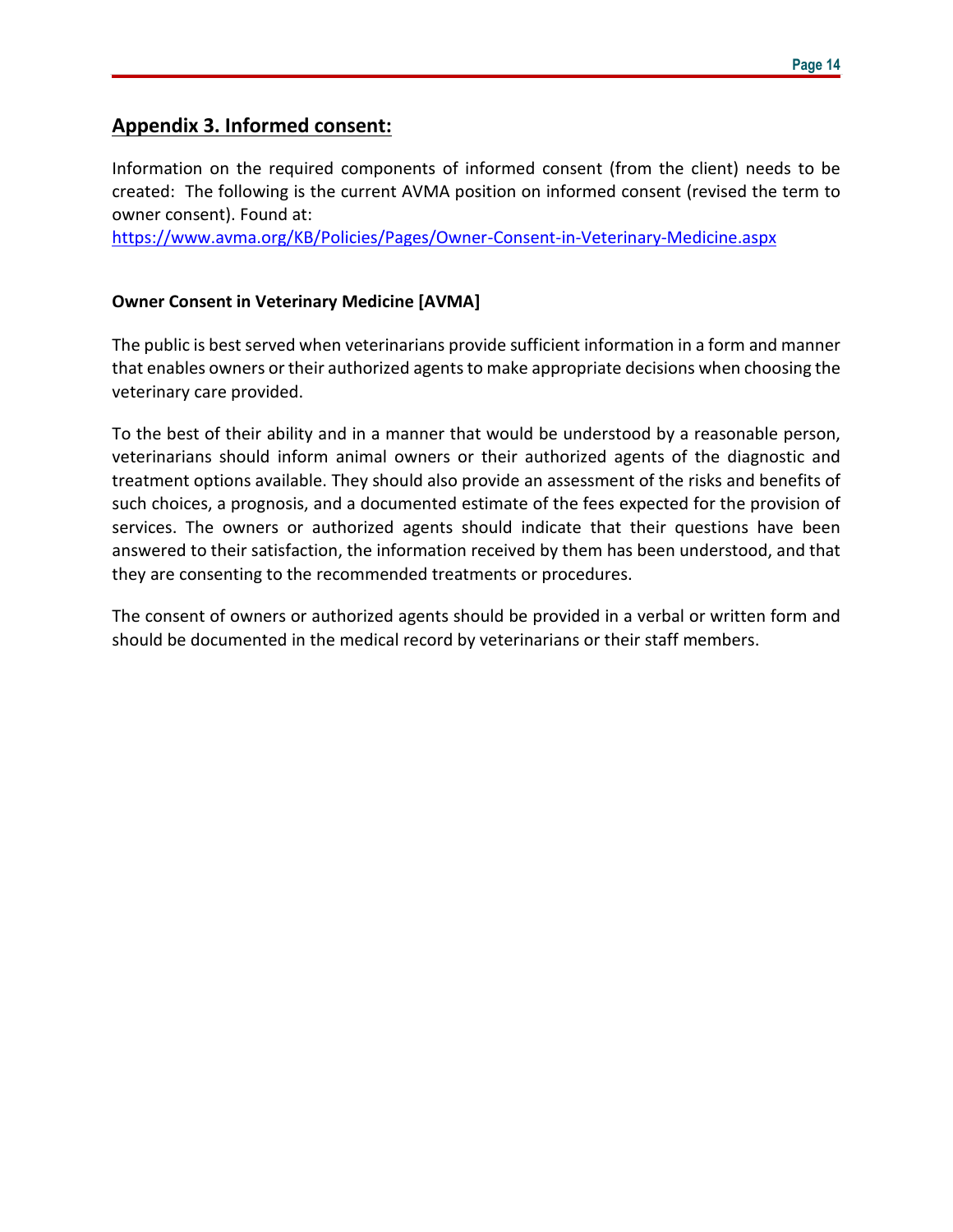## Appendix 3. Informed consent:

Information on the required components of informed consent (from the client) needs to be created: The following is the current AVMA position on informed consent (revised the term to owner consent). Found at:
https://www.avma.org/KB/Policies/Pages/Owner-Consent-in-Veterinary-Medicine.aspx

**Owner Consent in Veterinary Medicine [AVMA]**

The public is best served when veterinarians provide sufficient information in a form and manner that enables owners or their authorized agents to make appropriate decisions when choosing the veterinary care provided.

To the best of their ability and in a manner that would be understood by a reasonable person, veterinarians should inform animal owners or their authorized agents of the diagnostic and treatment options available. They should also provide an assessment of the risks and benefits of such choices, a prognosis, and a documented estimate of the fees expected for the provision of services. The owners or authorized agents should indicate that their questions have been answered to their satisfaction, the information received by them has been understood, and that they are consenting to the recommended treatments or procedures.

The consent of owners or authorized agents should be provided in a verbal or written form and should be documented in the medical record by veterinarians or their staff members.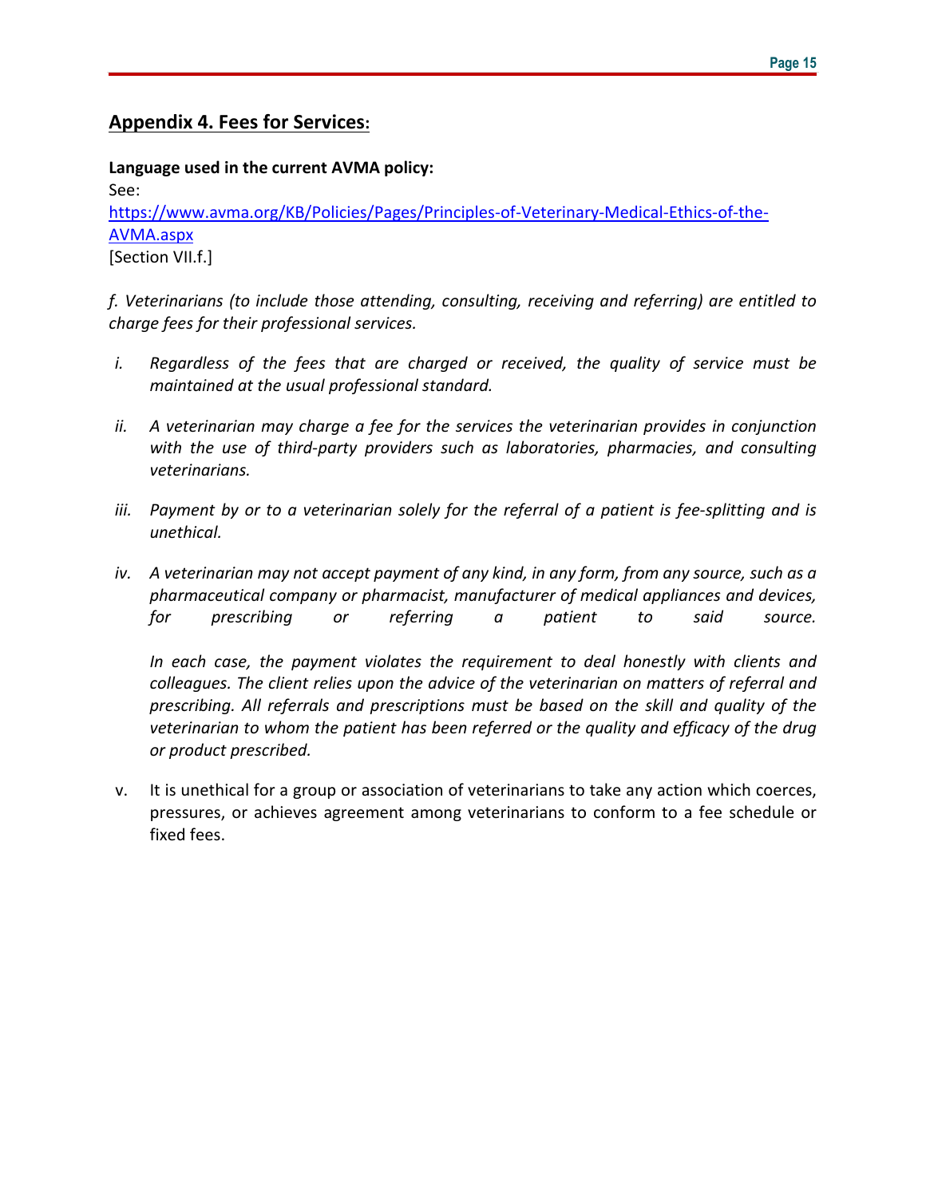## **Appendix 4. Fees for Services:**

**Language used in the current AVMA policy:**

See:
[https://www.avma.org/KB/Policies/Pages/Principles-of-Veterinary-Medical-Ethics-of-the-AVMA.aspx](https://www.avma.org/KB/Policies/Pages/Principles-of-Veterinary-Medical-Ethics-of-the-AVMA.aspx)
[Section VII.f.]

*f. Veterinarians (to include those attending, consulting, receiving and referring) are entitled to charge fees for their professional services.*

*i. Regardless of the fees that are charged or received, the quality of service must be maintained at the usual professional standard.*

*ii. A veterinarian may charge a fee for the services the veterinarian provides in conjunction with the use of third-party providers such as laboratories, pharmacies, and consulting veterinarians.*

*iii. Payment by or to a veterinarian solely for the referral of a patient is fee-splitting and is unethical.*

*iv. A veterinarian may not accept payment of any kind, in any form, from any source, such as a pharmaceutical company or pharmacist, manufacturer of medical appliances and devices, for prescribing or referring a patient to said source.*

*In each case, the payment violates the requirement to deal honestly with clients and colleagues. The client relies upon the advice of the veterinarian on matters of referral and prescribing. All referrals and prescriptions must be based on the skill and quality of the veterinarian to whom the patient has been referred or the quality and efficacy of the drug or product prescribed.*

v. It is unethical for a group or association of veterinarians to take any action which coerces, pressures, or achieves agreement among veterinarians to conform to a fee schedule or fixed fees.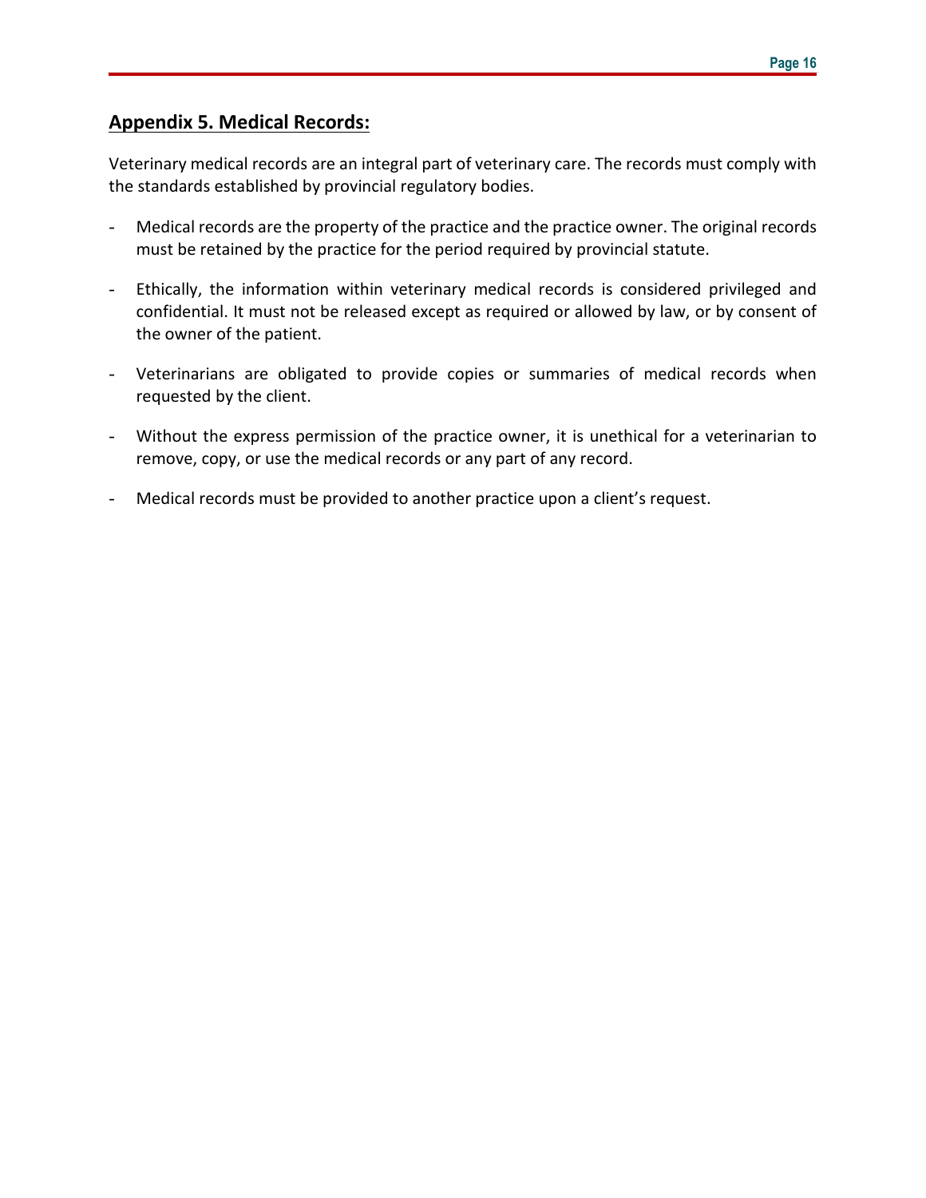## Appendix 5. Medical Records:

Veterinary medical records are an integral part of veterinary care. The records must comply with the standards established by provincial regulatory bodies.

- Medical records are the property of the practice and the practice owner. The original records must be retained by the practice for the period required by provincial statute.

- Ethically, the information within veterinary medical records is considered privileged and confidential. It must not be released except as required or allowed by law, or by consent of the owner of the patient.

- Veterinarians are obligated to provide copies or summaries of medical records when requested by the client.

- Without the express permission of the practice owner, it is unethical for a veterinarian to remove, copy, or use the medical records or any part of any record.

- Medical records must be provided to another practice upon a client's request.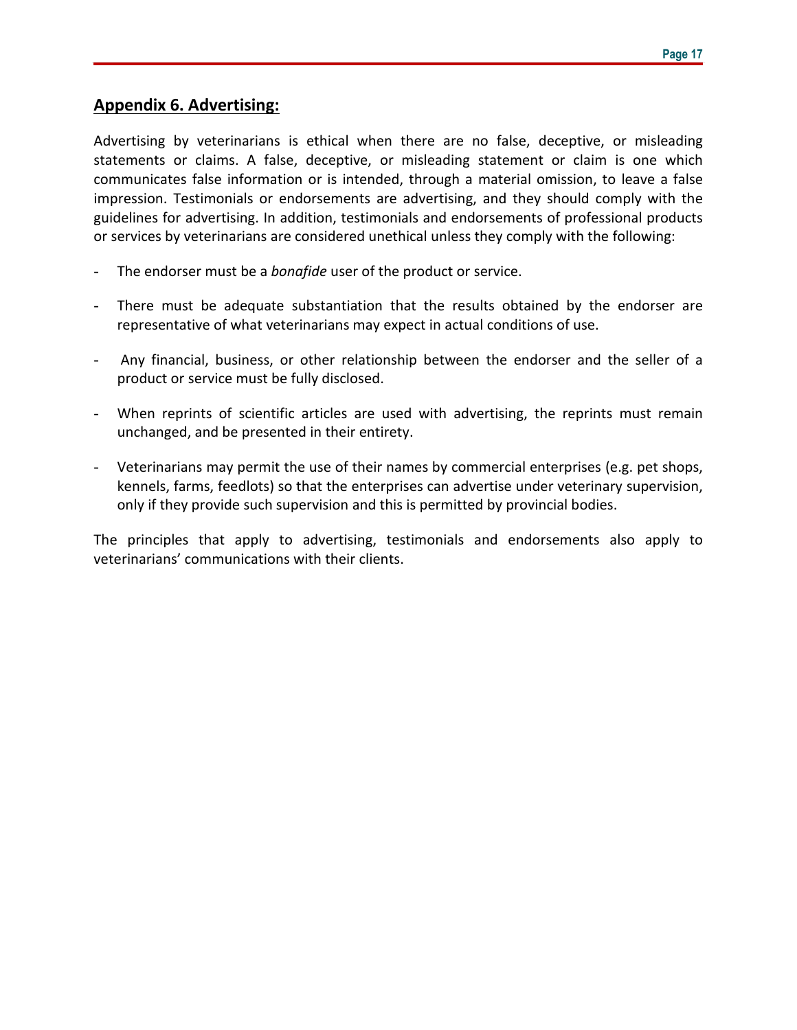## Appendix 6. Advertising:

Advertising by veterinarians is ethical when there are no false, deceptive, or misleading statements or claims. A false, deceptive, or misleading statement or claim is one which communicates false information or is intended, through a material omission, to leave a false impression. Testimonials or endorsements are advertising, and they should comply with the guidelines for advertising. In addition, testimonials and endorsements of professional products or services by veterinarians are considered unethical unless they comply with the following:

- The endorser must be a *bonafide* user of the product or service.
- There must be adequate substantiation that the results obtained by the endorser are representative of what veterinarians may expect in actual conditions of use.
- Any financial, business, or other relationship between the endorser and the seller of a product or service must be fully disclosed.
- When reprints of scientific articles are used with advertising, the reprints must remain unchanged, and be presented in their entirety.
- Veterinarians may permit the use of their names by commercial enterprises (e.g. pet shops, kennels, farms, feedlots) so that the enterprises can advertise under veterinary supervision, only if they provide such supervision and this is permitted by provincial bodies.

The principles that apply to advertising, testimonials and endorsements also apply to veterinarians' communications with their clients.